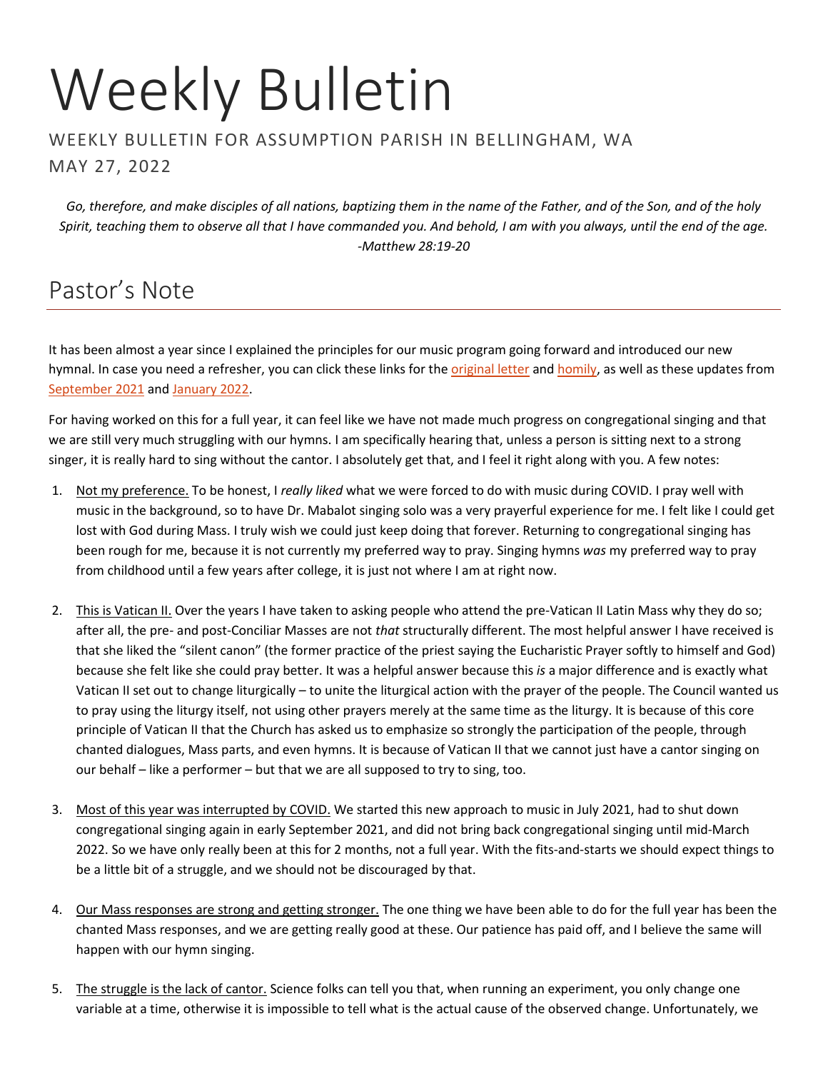# Weekly Bulletin

WEEKLY BULLETIN FOR ASSUMPTION PARISH IN BELLINGHAM, WA

MAY 27, 2022

*Go, therefore, and make disciples of all nations, baptizing them in the name of the Father, and of the Son, and of the holy Spirit, teaching them to observe all that I have commanded you. And behold, I am with you always, until the end of the age. -Matthew 28:19-20*

## Pastor's Note

It has been almost a year since I explained the principles for our music program going forward and introduced our new hymnal. In case you need a refresher, you can click these links for the original letter and homily, as well as these updates from September 2021 and January 2022.

For having worked on this for a full year, it can feel like we have not made much progress on congregational singing and that we are still very much struggling with our hymns. I am specifically hearing that, unless a person is sitting next to a strong singer, it is really hard to sing without the cantor. I absolutely get that, and I feel it right along with you. A few notes:

1. Not my preference. To be honest, I *really liked* what we were forced to do with music during COVID. I pray well with music in the background, so to have Dr. Mabalot singing solo was a very prayerful experience for me. I felt like I could get lost with God during Mass. I truly wish we could just keep doing that forever. Returning to congregational singing has been rough for me, because it is not currently my preferred way to pray. Singing hymns *was* my preferred way to pray from childhood until a few years after college, it is just not where I am at right now.

2. This is Vatican II. Over the years I have taken to asking people who attend the pre-Vatican II Latin Mass why they do so; after all, the pre- and post-Conciliar Masses are not *that* structurally different. The most helpful answer I have received is that she liked the "silent canon" (the former practice of the priest saying the Eucharistic Prayer softly to himself and God) because she felt like she could pray better. It was a helpful answer because this *is* a major difference and is exactly what Vatican II set out to change liturgically – to unite the liturgical action with the prayer of the people. The Council wanted us to pray using the liturgy itself, not using other prayers merely at the same time as the liturgy. It is because of this core principle of Vatican II that the Church has asked us to emphasize so strongly the participation of the people, through chanted dialogues, Mass parts, and even hymns. It is because of Vatican II that we cannot just have a cantor singing on our behalf – like a performer – but that we are all supposed to try to sing, too.

3. Most of this year was interrupted by COVID. We started this new approach to music in July 2021, had to shut down congregational singing again in early September 2021, and did not bring back congregational singing until mid-March 2022. So we have only really been at this for 2 months, not a full year. With the fits-and-starts we should expect things to be a little bit of a struggle, and we should not be discouraged by that.

4. Our Mass responses are strong and getting stronger. The one thing we have been able to do for the full year has been the chanted Mass responses, and we are getting really good at these. Our patience has paid off, and I believe the same will happen with our hymn singing.

5. The struggle is the lack of cantor. Science folks can tell you that, when running an experiment, you only change one variable at a time, otherwise it is impossible to tell what is the actual cause of the observed change. Unfortunately, we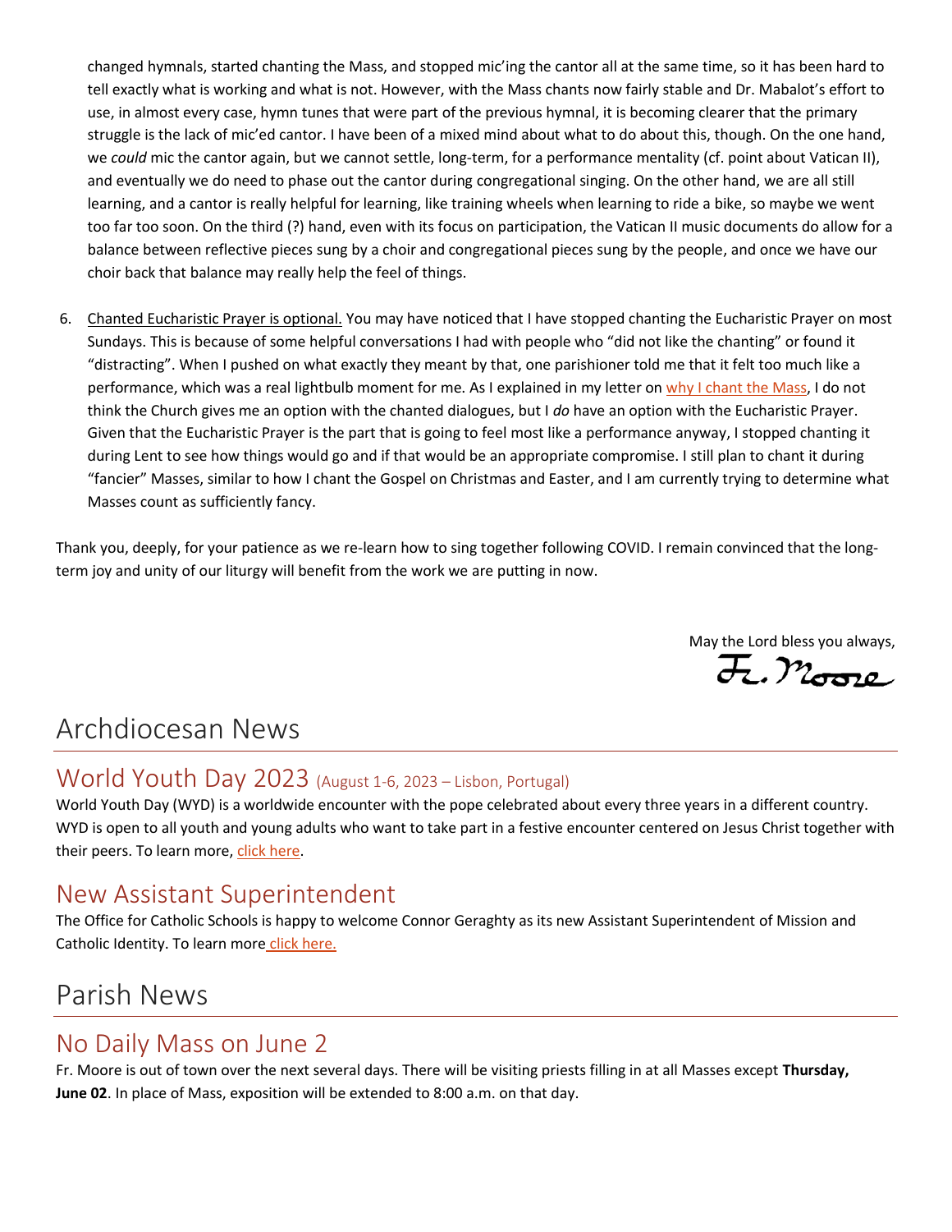changed hymnals, started chanting the Mass, and stopped mic'ing the cantor all at the same time, so it has been hard to tell exactly what is working and what is not. However, with the Mass chants now fairly stable and Dr. Mabalot's effort to use, in almost every case, hymn tunes that were part of the previous hymnal, it is becoming clearer that the primary struggle is the lack of mic'ed cantor. I have been of a mixed mind about what to do about this, though. On the one hand, we *could* mic the cantor again, but we cannot settle, long-term, for a performance mentality (cf. point about Vatican II), and eventually we do need to phase out the cantor during congregational singing. On the other hand, we are all still learning, and a cantor is really helpful for learning, like training wheels when learning to ride a bike, so maybe we went too far too soon. On the third (?) hand, even with its focus on participation, the Vatican II music documents do allow for a balance between reflective pieces sung by a choir and congregational pieces sung by the people, and once we have our choir back that balance may really help the feel of things.

6. Chanted Eucharistic Prayer is optional. You may have noticed that I have stopped chanting the Eucharistic Prayer on most Sundays. This is because of some helpful conversations I had with people who "did not like the chanting" or found it "distracting". When I pushed on what exactly they meant by that, one parishioner told me that it felt too much like a performance, which was a real lightbulb moment for me. As I explained in my letter on why I chant the Mass, I do not think the Church gives me an option with the chanted dialogues, but I *do* have an option with the Eucharistic Prayer. Given that the Eucharistic Prayer is the part that is going to feel most like a performance anyway, I stopped chanting it during Lent to see how things would go and if that would be an appropriate compromise. I still plan to chant it during "fancier" Masses, similar to how I chant the Gospel on Christmas and Easter, and I am currently trying to determine what Masses count as sufficiently fancy.

Thank you, deeply, for your patience as we re-learn how to sing together following COVID. I remain convinced that the long-term joy and unity of our liturgy will benefit from the work we are putting in now.

May the Lord bless you always,
Fr. Moore

# Archdiocesan News

## World Youth Day 2023 (August 1-6, 2023 – Lisbon, Portugal)

World Youth Day (WYD) is a worldwide encounter with the pope celebrated about every three years in a different country. WYD is open to all youth and young adults who want to take part in a festive encounter centered on Jesus Christ together with their peers. To learn more, click here.

## New Assistant Superintendent

The Office for Catholic Schools is happy to welcome Connor Geraghty as its new Assistant Superintendent of Mission and Catholic Identity. To learn more click here.

# Parish News

## No Daily Mass on June 2

Fr. Moore is out of town over the next several days. There will be visiting priests filling in at all Masses except **Thursday, June 02**. In place of Mass, exposition will be extended to 8:00 a.m. on that day.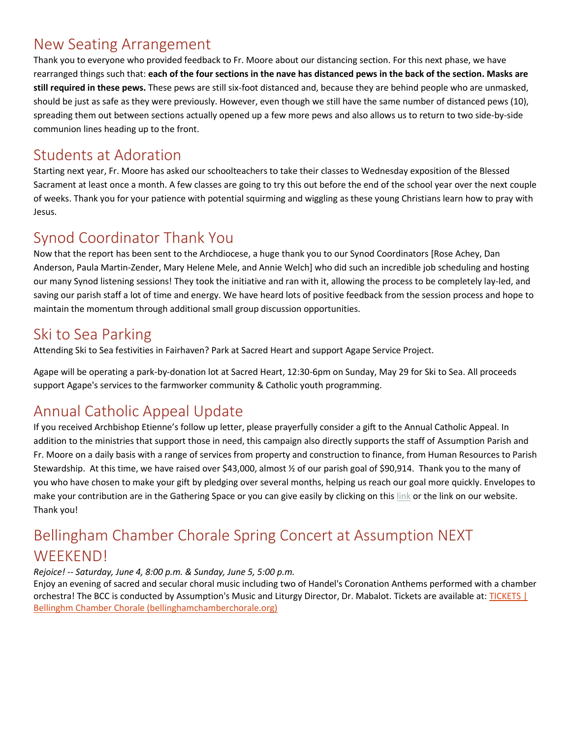## New Seating Arrangement

Thank you to everyone who provided feedback to Fr. Moore about our distancing section. For this next phase, we have rearranged things such that: **each of the four sections in the nave has distanced pews in the back of the section. Masks are still required in these pews.** These pews are still six-foot distanced and, because they are behind people who are unmasked, should be just as safe as they were previously. However, even though we still have the same number of distanced pews (10), spreading them out between sections actually opened up a few more pews and also allows us to return to two side-by-side communion lines heading up to the front.

## Students at Adoration

Starting next year, Fr. Moore has asked our schoolteachers to take their classes to Wednesday exposition of the Blessed Sacrament at least once a month. A few classes are going to try this out before the end of the school year over the next couple of weeks. Thank you for your patience with potential squirming and wiggling as these young Christians learn how to pray with Jesus.

## Synod Coordinator Thank You

Now that the report has been sent to the Archdiocese, a huge thank you to our Synod Coordinators [Rose Achey, Dan Anderson, Paula Martin-Zender, Mary Helene Mele, and Annie Welch] who did such an incredible job scheduling and hosting our many Synod listening sessions! They took the initiative and ran with it, allowing the process to be completely lay-led, and saving our parish staff a lot of time and energy. We have heard lots of positive feedback from the session process and hope to maintain the momentum through additional small group discussion opportunities.

## Ski to Sea Parking

Attending Ski to Sea festivities in Fairhaven? Park at Sacred Heart and support Agape Service Project.

Agape will be operating a park-by-donation lot at Sacred Heart, 12:30-6pm on Sunday, May 29 for Ski to Sea. All proceeds support Agape's services to the farmworker community & Catholic youth programming.

## Annual Catholic Appeal Update

If you received Archbishop Etienne's follow up letter, please prayerfully consider a gift to the Annual Catholic Appeal. In addition to the ministries that support those in need, this campaign also directly supports the staff of Assumption Parish and Fr. Moore on a daily basis with a range of services from property and construction to finance, from Human Resources to Parish Stewardship. At this time, we have raised over $43,000, almost ½ of our parish goal of $90,914. Thank you to the many of you who have chosen to make your gift by pledging over several months, helping us reach our goal more quickly. Envelopes to make your contribution are in the Gathering Space or you can give easily by clicking on this link or the link on our website. Thank you!

## Bellingham Chamber Chorale Spring Concert at Assumption NEXT WEEKEND!

*Rejoice! -- Saturday, June 4, 8:00 p.m. & Sunday, June 5, 5:00 p.m.*

Enjoy an evening of sacred and secular choral music including two of Handel's Coronation Anthems performed with a chamber orchestra! The BCC is conducted by Assumption's Music and Liturgy Director, Dr. Mabalot. Tickets are available at: TICKETS | Bellinghm Chamber Chorale (bellinghamchamberchorale.org)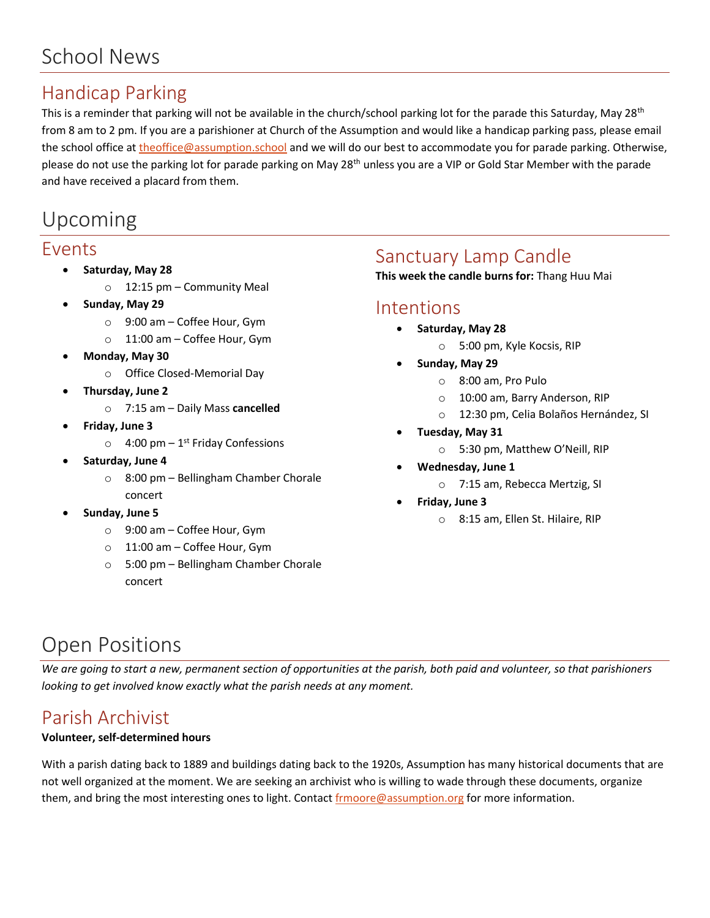# School News

## Handicap Parking

This is a reminder that parking will not be available in the church/school parking lot for the parade this Saturday, May 28th from 8 am to 2 pm. If you are a parishioner at Church of the Assumption and would like a handicap parking pass, please email the school office at theoffice@assumption.school and we will do our best to accommodate you for parade parking. Otherwise, please do not use the parking lot for parade parking on May 28th unless you are a VIP or Gold Star Member with the parade and have received a placard from them.

# Upcoming

## Events

- **Saturday, May 28**
  - 12:15 pm – Community Meal
- **Sunday, May 29**
  - 9:00 am – Coffee Hour, Gym
  - 11:00 am – Coffee Hour, Gym
- **Monday, May 30**
  - Office Closed-Memorial Day
- **Thursday, June 2**
  - 7:15 am – Daily Mass **cancelled**
- **Friday, June 3**
  - 4:00 pm – 1st Friday Confessions
- **Saturday, June 4**
  - 8:00 pm – Bellingham Chamber Chorale concert
- **Sunday, June 5**
  - 9:00 am – Coffee Hour, Gym
  - 11:00 am – Coffee Hour, Gym
  - 5:00 pm – Bellingham Chamber Chorale concert

## Sanctuary Lamp Candle

**This week the candle burns for:** Thang Huu Mai

## Intentions

- **Saturday, May 28**
  - 5:00 pm, Kyle Kocsis, RIP
- **Sunday, May 29**
  - 8:00 am, Pro Pulo
  - 10:00 am, Barry Anderson, RIP
  - 12:30 pm, Celia Bolaños Hernández, SI
- **Tuesday, May 31**
  - 5:30 pm, Matthew O'Neill, RIP
- **Wednesday, June 1**
  - 7:15 am, Rebecca Mertzig, SI
- **Friday, June 3**
  - 8:15 am, Ellen St. Hilaire, RIP

# Open Positions

*We are going to start a new, permanent section of opportunities at the parish, both paid and volunteer, so that parishioners looking to get involved know exactly what the parish needs at any moment.*

## Parish Archivist

**Volunteer, self-determined hours**

With a parish dating back to 1889 and buildings dating back to the 1920s, Assumption has many historical documents that are not well organized at the moment. We are seeking an archivist who is willing to wade through these documents, organize them, and bring the most interesting ones to light. Contact frmoore@assumption.org for more information.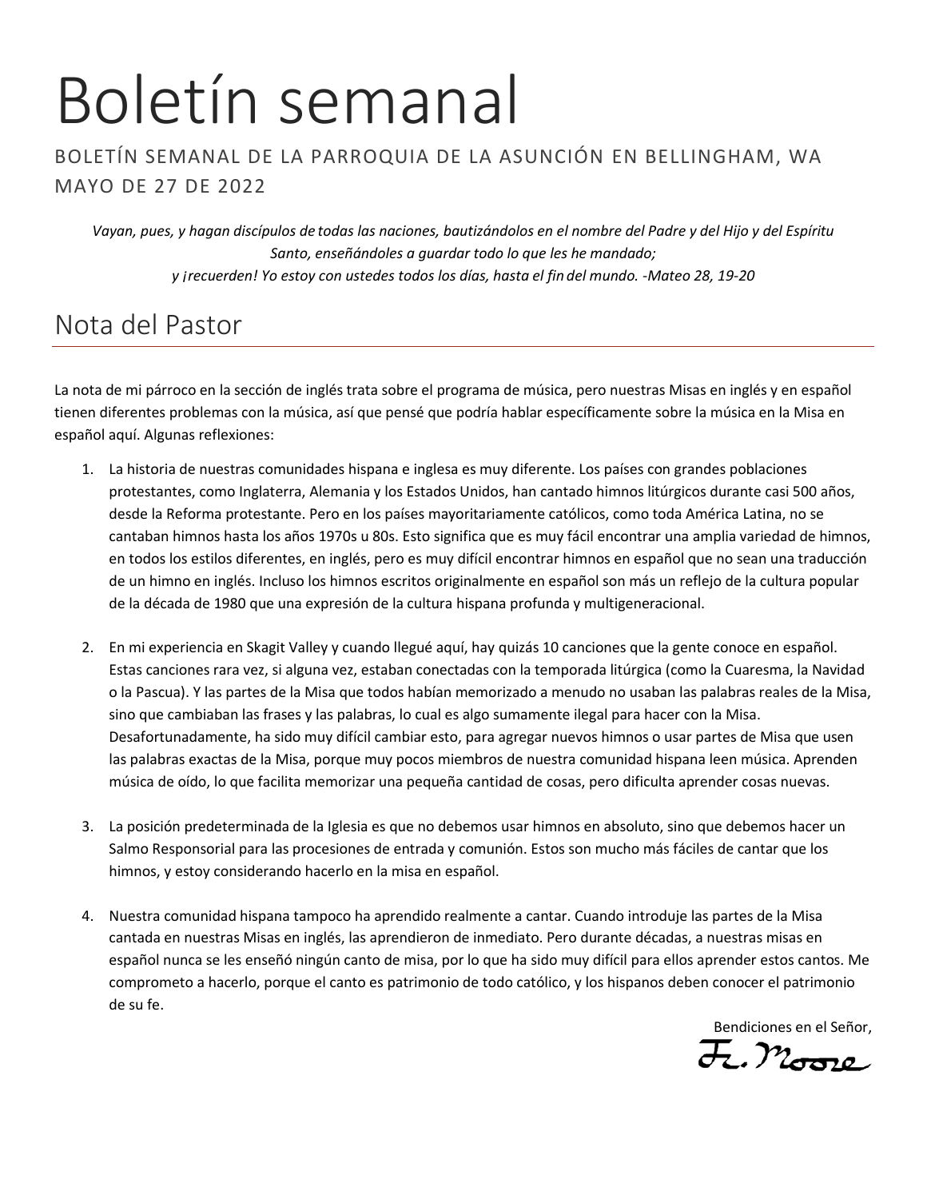# Boletín semanal

BOLETÍN SEMANAL DE LA PARROQUIA DE LA ASUNCIÓN EN BELLINGHAM, WA
MAYO DE 27 DE 2022

*Vayan, pues, y hagan discípulos de todas las naciones, bautizándolos en el nombre del Padre y del Hijo y del Espíritu Santo, enseñándoles a guardar todo lo que les he mandado;*
*y ¡recuerden! Yo estoy con ustedes todos los días, hasta el fin del mundo. -Mateo 28, 19-20*

## Nota del Pastor

La nota de mi párroco en la sección de inglés trata sobre el programa de música, pero nuestras Misas en inglés y en español tienen diferentes problemas con la música, así que pensé que podría hablar específicamente sobre la música en la Misa en español aquí. Algunas reflexiones:

1. La historia de nuestras comunidades hispana e inglesa es muy diferente. Los países con grandes poblaciones protestantes, como Inglaterra, Alemania y los Estados Unidos, han cantado himnos litúrgicos durante casi 500 años, desde la Reforma protestante. Pero en los países mayoritariamente católicos, como toda América Latina, no se cantaban himnos hasta los años 1970s u 80s. Esto significa que es muy fácil encontrar una amplia variedad de himnos, en todos los estilos diferentes, en inglés, pero es muy difícil encontrar himnos en español que no sean una traducción de un himno en inglés. Incluso los himnos escritos originalmente en español son más un reflejo de la cultura popular de la década de 1980 que una expresión de la cultura hispana profunda y multigeneracional.

2. En mi experiencia en Skagit Valley y cuando llegué aquí, hay quizás 10 canciones que la gente conoce en español. Estas canciones rara vez, si alguna vez, estaban conectadas con la temporada litúrgica (como la Cuaresma, la Navidad o la Pascua). Y las partes de la Misa que todos habían memorizado a menudo no usaban las palabras reales de la Misa, sino que cambiaban las frases y las palabras, lo cual es algo sumamente ilegal para hacer con la Misa. Desafortunadamente, ha sido muy difícil cambiar esto, para agregar nuevos himnos o usar partes de Misa que usen las palabras exactas de la Misa, porque muy pocos miembros de nuestra comunidad hispana leen música. Aprenden música de oído, lo que facilita memorizar una pequeña cantidad de cosas, pero dificulta aprender cosas nuevas.

3. La posición predeterminada de la Iglesia es que no debemos usar himnos en absoluto, sino que debemos hacer un Salmo Responsorial para las procesiones de entrada y comunión. Estos son mucho más fáciles de cantar que los himnos, y estoy considerando hacerlo en la misa en español.

4. Nuestra comunidad hispana tampoco ha aprendido realmente a cantar. Cuando introduje las partes de la Misa cantada en nuestras Misas en inglés, las aprendieron de inmediato. Pero durante décadas, a nuestras misas en español nunca se les enseñó ningún canto de misa, por lo que ha sido muy difícil para ellos aprender estos cantos. Me comprometo a hacerlo, porque el canto es patrimonio de todo católico, y los hispanos deben conocer el patrimonio de su fe.

Bendiciones en el Señor,

Fr. Moore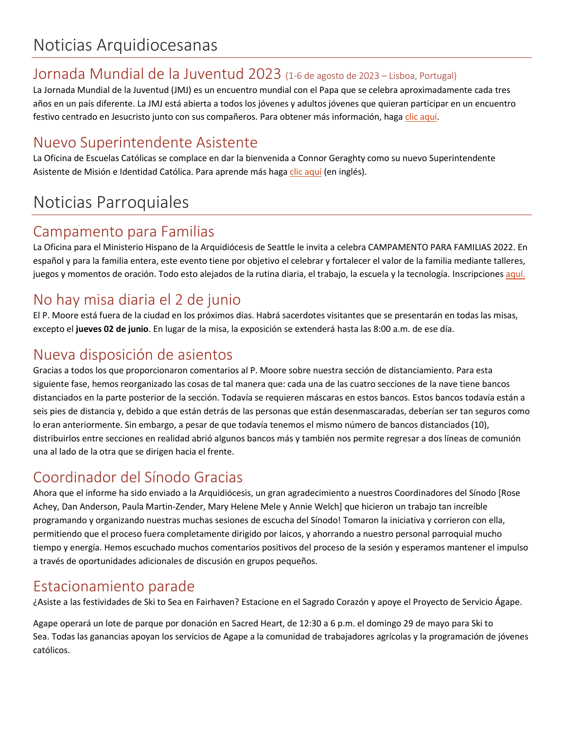# Noticias Arquidiocesanas

## Jornada Mundial de la Juventud 2023 (1-6 de agosto de 2023 – Lisboa, Portugal)

La Jornada Mundial de la Juventud (JMJ) es un encuentro mundial con el Papa que se celebra aproximadamente cada tres años en un país diferente. La JMJ está abierta a todos los jóvenes y adultos jóvenes que quieran participar en un encuentro festivo centrado en Jesucristo junto con sus compañeros. Para obtener más información, haga clic aquí.

## Nuevo Superintendente Asistente

La Oficina de Escuelas Católicas se complace en dar la bienvenida a Connor Geraghty como su nuevo Superintendente Asistente de Misión e Identidad Católica. Para aprende más haga clic aquí (en inglés).

# Noticias Parroquiales

## Campamento para Familias

La Oficina para el Ministerio Hispano de la Arquidiócesis de Seattle le invita a celebra CAMPAMENTO PARA FAMILIAS 2022. En español y para la familia entera, este evento tiene por objetivo el celebrar y fortalecer el valor de la familia mediante talleres, juegos y momentos de oración. Todo esto alejados de la rutina diaria, el trabajo, la escuela y la tecnología. Inscripciones aquí.

## No hay misa diaria el 2 de junio

El P. Moore está fuera de la ciudad en los próximos días. Habrá sacerdotes visitantes que se presentarán en todas las misas, excepto el **jueves 02 de junio**. En lugar de la misa, la exposición se extenderá hasta las 8:00 a.m. de ese día.

## Nueva disposición de asientos

Gracias a todos los que proporcionaron comentarios al P. Moore sobre nuestra sección de distanciamiento. Para esta siguiente fase, hemos reorganizado las cosas de tal manera que: cada una de las cuatro secciones de la nave tiene bancos distanciados en la parte posterior de la sección. Todavía se requieren máscaras en estos bancos. Estos bancos todavía están a seis pies de distancia y, debido a que están detrás de las personas que están desenmascaradas, deberían ser tan seguros como lo eran anteriormente. Sin embargo, a pesar de que todavía tenemos el mismo número de bancos distanciados (10), distribuirlos entre secciones en realidad abrió algunos bancos más y también nos permite regresar a dos líneas de comunión una al lado de la otra que se dirigen hacia el frente.

## Coordinador del Sínodo Gracias

Ahora que el informe ha sido enviado a la Arquidiócesis, un gran agradecimiento a nuestros Coordinadores del Sínodo [Rose Achey, Dan Anderson, Paula Martin-Zender, Mary Helene Mele y Annie Welch] que hicieron un trabajo tan increíble programando y organizando nuestras muchas sesiones de escucha del Sínodo! Tomaron la iniciativa y corrieron con ella, permitiendo que el proceso fuera completamente dirigido por laicos, y ahorrando a nuestro personal parroquial mucho tiempo y energía. Hemos escuchado muchos comentarios positivos del proceso de la sesión y esperamos mantener el impulso a través de oportunidades adicionales de discusión en grupos pequeños.

## Estacionamiento parade

¿Asiste a las festividades de Ski to Sea en Fairhaven? Estacione en el Sagrado Corazón y apoye el Proyecto de Servicio Ágape.

Agape operará un lote de parque por donación en Sacred Heart, de 12:30 a 6 p.m. el domingo 29 de mayo para Ski to Sea. Todas las ganancias apoyan los servicios de Agape a la comunidad de trabajadores agrícolas y la programación de jóvenes católicos.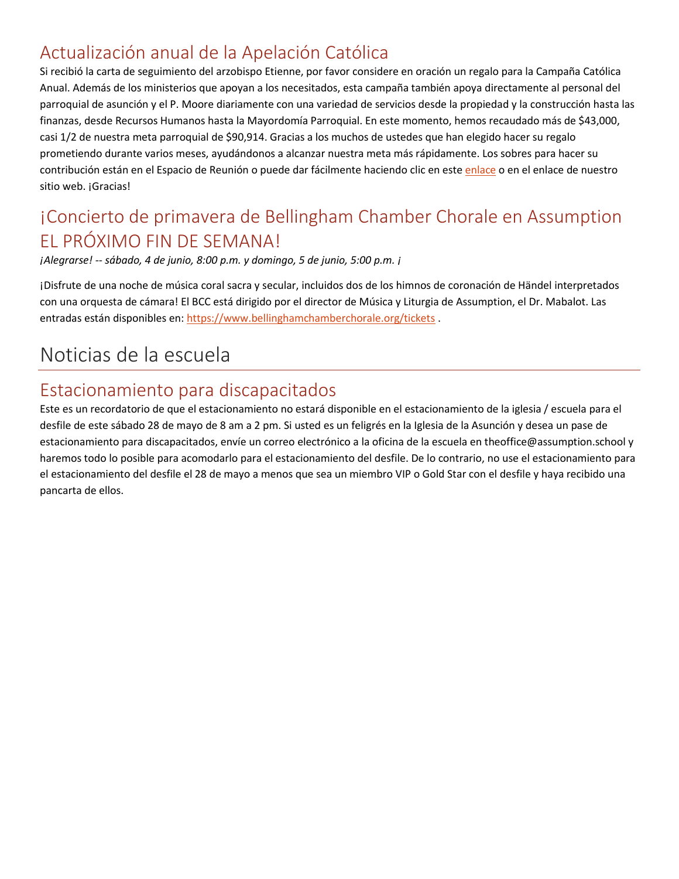## Actualización anual de la Apelación Católica

Si recibió la carta de seguimiento del arzobispo Etienne, por favor considere en oración un regalo para la Campaña Católica Anual. Además de los ministerios que apoyan a los necesitados, esta campaña también apoya directamente al personal del parroquial de asunción y el P. Moore diariamente con una variedad de servicios desde la propiedad y la construcción hasta las finanzas, desde Recursos Humanos hasta la Mayordomía Parroquial. En este momento, hemos recaudado más de $43,000, casi 1/2 de nuestra meta parroquial de $90,914. Gracias a los muchos de ustedes que han elegido hacer su regalo prometiendo durante varios meses, ayudándonos a alcanzar nuestra meta más rápidamente. Los sobres para hacer su contribución están en el Espacio de Reunión o puede dar fácilmente haciendo clic en este enlace o en el enlace de nuestro sitio web. ¡Gracias!

## ¡Concierto de primavera de Bellingham Chamber Chorale en Assumption EL PRÓXIMO FIN DE SEMANA!

*¡Alegrarse! -- sábado, 4 de junio, 8:00 p.m. y domingo, 5 de junio, 5:00 p.m. ¡*

¡Disfrute de una noche de música coral sacra y secular, incluidos dos de los himnos de coronación de Händel interpretados con una orquesta de cámara! El BCC está dirigido por el director de Música y Liturgia de Assumption, el Dr. Mabalot. Las entradas están disponibles en: https://www.bellinghamchamberchorale.org/tickets .

# Noticias de la escuela

## Estacionamiento para discapacitados

Este es un recordatorio de que el estacionamiento no estará disponible en el estacionamiento de la iglesia / escuela para el desfile de este sábado 28 de mayo de 8 am a 2 pm. Si usted es un feligrés en la Iglesia de la Asunción y desea un pase de estacionamiento para discapacitados, envíe un correo electrónico a la oficina de la escuela en theoffice@assumption.school y haremos todo lo posible para acomodarlo para el estacionamiento del desfile. De lo contrario, no use el estacionamiento para el estacionamiento del desfile el 28 de mayo a menos que sea un miembro VIP o Gold Star con el desfile y haya recibido una pancarta de ellos.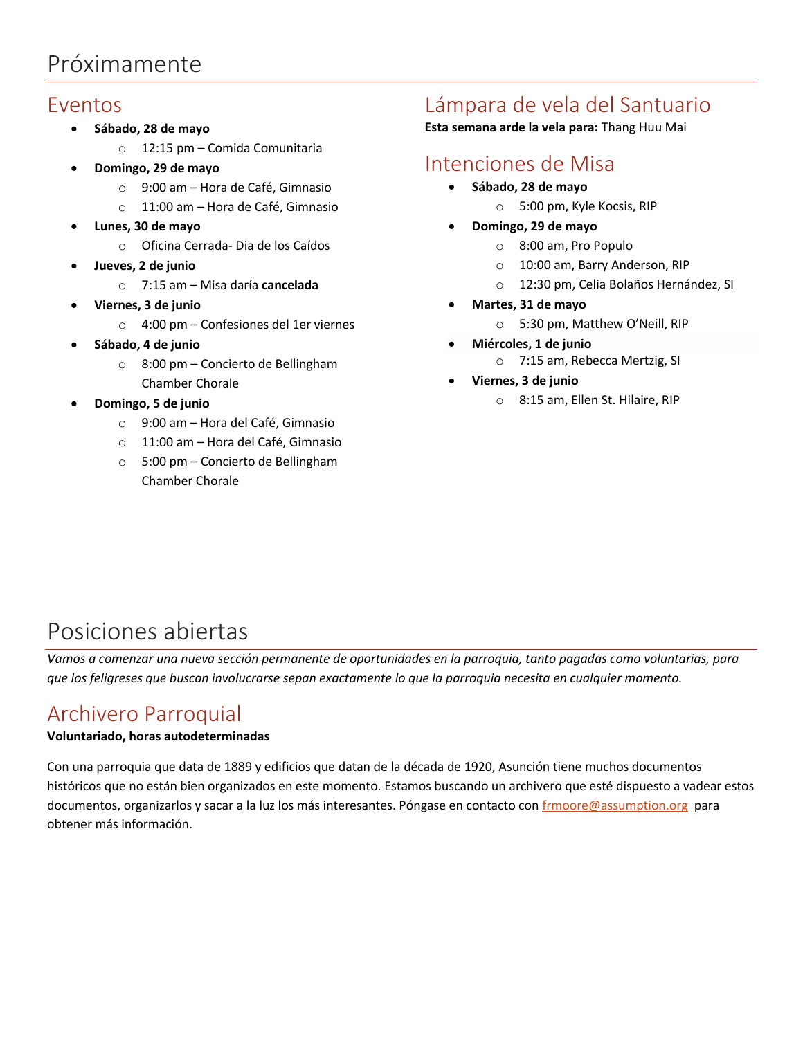# Próximamente

## Eventos

- **Sábado, 28 de mayo**
  - 12:15 pm – Comida Comunitaria
- **Domingo, 29 de mayo**
  - 9:00 am – Hora de Café, Gimnasio
  - 11:00 am – Hora de Café, Gimnasio
- **Lunes, 30 de mayo**
  - Oficina Cerrada- Dia de los Caídos
- **Jueves, 2 de junio**
  - 7:15 am – Misa daría **cancelada**
- **Viernes, 3 de junio**
  - 4:00 pm – Confesiones del 1er viernes
- **Sábado, 4 de junio**
  - 8:00 pm – Concierto de Bellingham Chamber Chorale
- **Domingo, 5 de junio**
  - 9:00 am – Hora del Café, Gimnasio
  - 11:00 am – Hora del Café, Gimnasio
  - 5:00 pm – Concierto de Bellingham Chamber Chorale

## Lámpara de vela del Santuario

**Esta semana arde la vela para:** Thang Huu Mai

## Intenciones de Misa

- **Sábado, 28 de mayo**
  - 5:00 pm, Kyle Kocsis, RIP
- **Domingo, 29 de mayo**
  - 8:00 am, Pro Populo
  - 10:00 am, Barry Anderson, RIP
  - 12:30 pm, Celia Bolaños Hernández, SI
- **Martes, 31 de mayo**
  - 5:30 pm, Matthew O'Neill, RIP
- **Miércoles, 1 de junio**
  - 7:15 am, Rebecca Mertzig, SI
- **Viernes, 3 de junio**
  - 8:15 am, Ellen St. Hilaire, RIP

# Posiciones abiertas

*Vamos a comenzar una nueva sección permanente de oportunidades en la parroquia, tanto pagadas como voluntarias, para que los feligreses que buscan involucrarse sepan exactamente lo que la parroquia necesita en cualquier momento.*

## Archivero Parroquial

**Voluntariado, horas autodeterminadas**

Con una parroquia que data de 1889 y edificios que datan de la década de 1920, Asunción tiene muchos documentos históricos que no están bien organizados en este momento. Estamos buscando un archivero que esté dispuesto a vadear estos documentos, organizarlos y sacar a la luz los más interesantes. Póngase en contacto con frmoore@assumption.org para obtener más información.